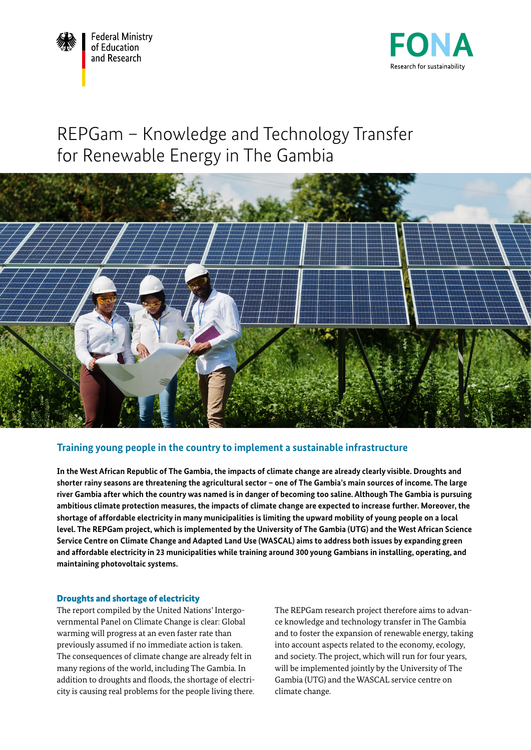Federal Ministry of Education and Research

FONA
Research for sustainability

# REPGam – Knowledge and Technology Transfer for Renewable Energy in The Gambia

## Training young people in the country to implement a sustainable infrastructure

**In the West African Republic of The Gambia, the impacts of climate change are already clearly visible. Droughts and shorter rainy seasons are threatening the agricultural sector – one of The Gambia's main sources of income. The large river Gambia after which the country was named is in danger of becoming too saline. Although The Gambia is pursuing ambitious climate protection measures, the impacts of climate change are expected to increase further. Moreover, the shortage of affordable electricity in many municipalities is limiting the upward mobility of young people on a local level. The REPGam project, which is implemented by the University of The Gambia (UTG) and the West African Science Service Centre on Climate Change and Adapted Land Use (WASCAL) aims to address both issues by expanding green and affordable electricity in 23 municipalities while training around 300 young Gambians in installing, operating, and maintaining photovoltaic systems.**

### Droughts and shortage of electricity

The report compiled by the United Nations' Intergovernmental Panel on Climate Change is clear: Global warming will progress at an even faster rate than previously assumed if no immediate action is taken. The consequences of climate change are already felt in many regions of the world, including The Gambia. In addition to droughts and floods, the shortage of electricity is causing real problems for the people living there.

The REPGam research project therefore aims to advance knowledge and technology transfer in The Gambia and to foster the expansion of renewable energy, taking into account aspects related to the economy, ecology, and society. The project, which will run for four years, will be implemented jointly by the University of The Gambia (UTG) and the WASCAL service centre on climate change.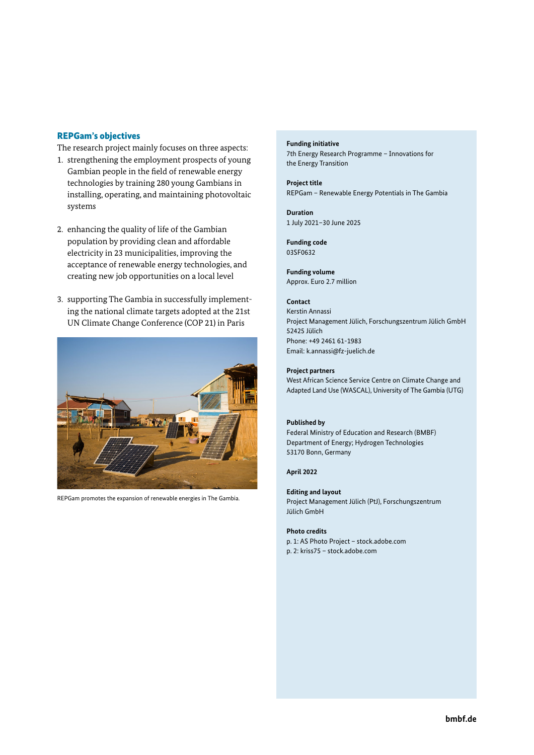## REPGam's objectives

The research project mainly focuses on three aspects:

1. strengthening the employment prospects of young Gambian people in the field of renewable energy technologies by training 280 young Gambians in installing, operating, and maintaining photovoltaic systems

2. enhancing the quality of life of the Gambian population by providing clean and affordable electricity in 23 municipalities, improving the acceptance of renewable energy technologies, and creating new job opportunities on a local level

3. supporting The Gambia in successfully implementing the national climate targets adopted at the 21st UN Climate Change Conference (COP 21) in Paris

REPGam promotes the expansion of renewable energies in The Gambia.

**Funding initiative**
7th Energy Research Programme – Innovations for the Energy Transition

**Project title**
REPGam – Renewable Energy Potentials in The Gambia

**Duration**
1 July 2021–30 June 2025

**Funding code**
03SF0632

**Funding volume**
Approx. Euro 2.7 million

**Contact**
Kerstin Annassi
Project Management Jülich, Forschungszentrum Jülich GmbH
52425 Jülich
Phone: +49 2461 61-1983
Email: k.annassi@fz-juelich.de

**Project partners**
West African Science Service Centre on Climate Change and Adapted Land Use (WASCAL), University of The Gambia (UTG)

**Published by**
Federal Ministry of Education and Research (BMBF)
Department of Energy; Hydrogen Technologies
53170 Bonn, Germany

**April 2022**

**Editing and layout**
Project Management Jülich (PtJ), Forschungszentrum Jülich GmbH

**Photo credits**
p. 1: AS Photo Project – stock.adobe.com
p. 2: kriss75 – stock.adobe.com

**bmbf.de**